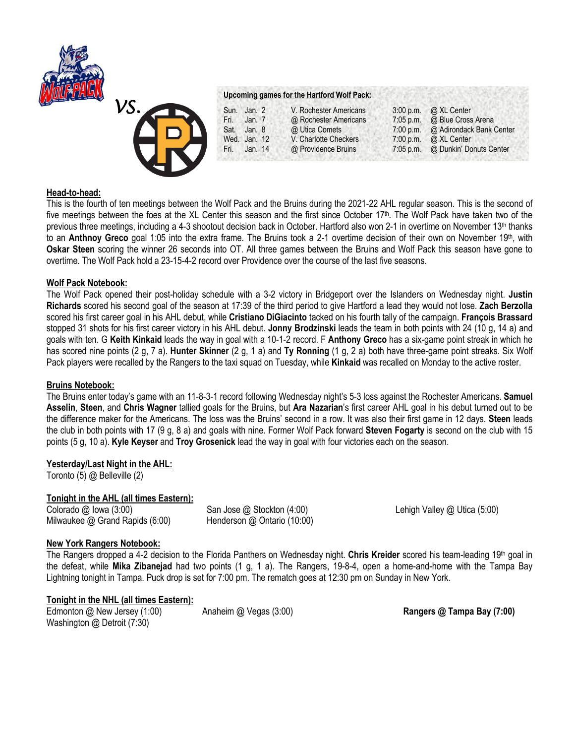vs.

**Upcoming games for the Hartford Wolf Pack:**

| | | | | |
|---|---|---|---|---|
| Sun. | Jan. 2 | V. Rochester Americans | 3:00 p.m. | @ XL Center |
| Fri. | Jan. 7 | @ Rochester Americans | 7:05 p.m. | @ Blue Cross Arena |
| Sat. | Jan. 8 | @ Utica Comets | 7:00 p.m. | @ Adirondack Bank Center |
| Wed. | Jan. 12 | V. Charlotte Checkers | 7:00 p.m. | @ XL Center |
| Fri. | Jan. 14 | @ Providence Bruins | 7:05 p.m. | @ Dunkin' Donuts Center |

## Head-to-head:

This is the fourth of ten meetings between the Wolf Pack and the Bruins during the 2021-22 AHL regular season. This is the second of five meetings between the foes at the XL Center this season and the first since October 17th. The Wolf Pack have taken two of the previous three meetings, including a 4-3 shootout decision back in October. Hartford also won 2-1 in overtime on November 13th thanks to an **Anthnoy Greco** goal 1:05 into the extra frame. The Bruins took a 2-1 overtime decision of their own on November 19th, with **Oskar Steen** scoring the winner 26 seconds into OT. All three games between the Bruins and Wolf Pack this season have gone to overtime. The Wolf Pack hold a 23-15-4-2 record over Providence over the course of the last five seasons.

## Wolf Pack Notebook:

The Wolf Pack opened their post-holiday schedule with a 3-2 victory in Bridgeport over the Islanders on Wednesday night. **Justin Richards** scored his second goal of the season at 17:39 of the third period to give Hartford a lead they would not lose. **Zach Berzolla** scored his first career goal in his AHL debut, while **Cristiano DiGiacinto** tacked on his fourth tally of the campaign. **François Brassard** stopped 31 shots for his first career victory in his AHL debut. **Jonny Brodzinski** leads the team in both points with 24 (10 g, 14 a) and goals with ten. G **Keith Kinkaid** leads the way in goal with a 10-1-2 record. F **Anthony Greco** has a six-game point streak in which he has scored nine points (2 g, 7 a). **Hunter Skinner** (2 g, 1 a) and **Ty Ronning** (1 g, 2 a) both have three-game point streaks. Six Wolf Pack players were recalled by the Rangers to the taxi squad on Tuesday, while **Kinkaid** was recalled on Monday to the active roster.

## Bruins Notebook:

The Bruins enter today's game with an 11-8-3-1 record following Wednesday night's 5-3 loss against the Rochester Americans. **Samuel Asselin**, **Steen**, and **Chris Wagner** tallied goals for the Bruins, but **Ara Nazarian**'s first career AHL goal in his debut turned out to be the difference maker for the Americans. The loss was the Bruins' second in a row. It was also their first game in 12 days. **Steen** leads the club in both points with 17 (9 g, 8 a) and goals with nine. Former Wolf Pack forward **Steven Fogarty** is second on the club with 15 points (5 g, 10 a). **Kyle Keyser** and **Troy Grosenick** lead the way in goal with four victories each on the season.

## Yesterday/Last Night in the AHL:

Toronto (5) @ Belleville (2)

## Tonight in the AHL (all times Eastern):

Colorado @ Iowa (3:00)
San Jose @ Stockton (4:00)
Lehigh Valley @ Utica (5:00)
Milwaukee @ Grand Rapids (6:00)
Henderson @ Ontario (10:00)

## New York Rangers Notebook:

The Rangers dropped a 4-2 decision to the Florida Panthers on Wednesday night. **Chris Kreider** scored his team-leading 19th goal in the defeat, while **Mika Zibanejad** had two points (1 g, 1 a). The Rangers, 19-8-4, open a home-and-home with the Tampa Bay Lightning tonight in Tampa. Puck drop is set for 7:00 pm. The rematch goes at 12:30 pm on Sunday in New York.

## Tonight in the NHL (all times Eastern):

Edmonton @ New Jersey (1:00)
Anaheim @ Vegas (3:00)
**Rangers @ Tampa Bay (7:00)**
Washington @ Detroit (7:30)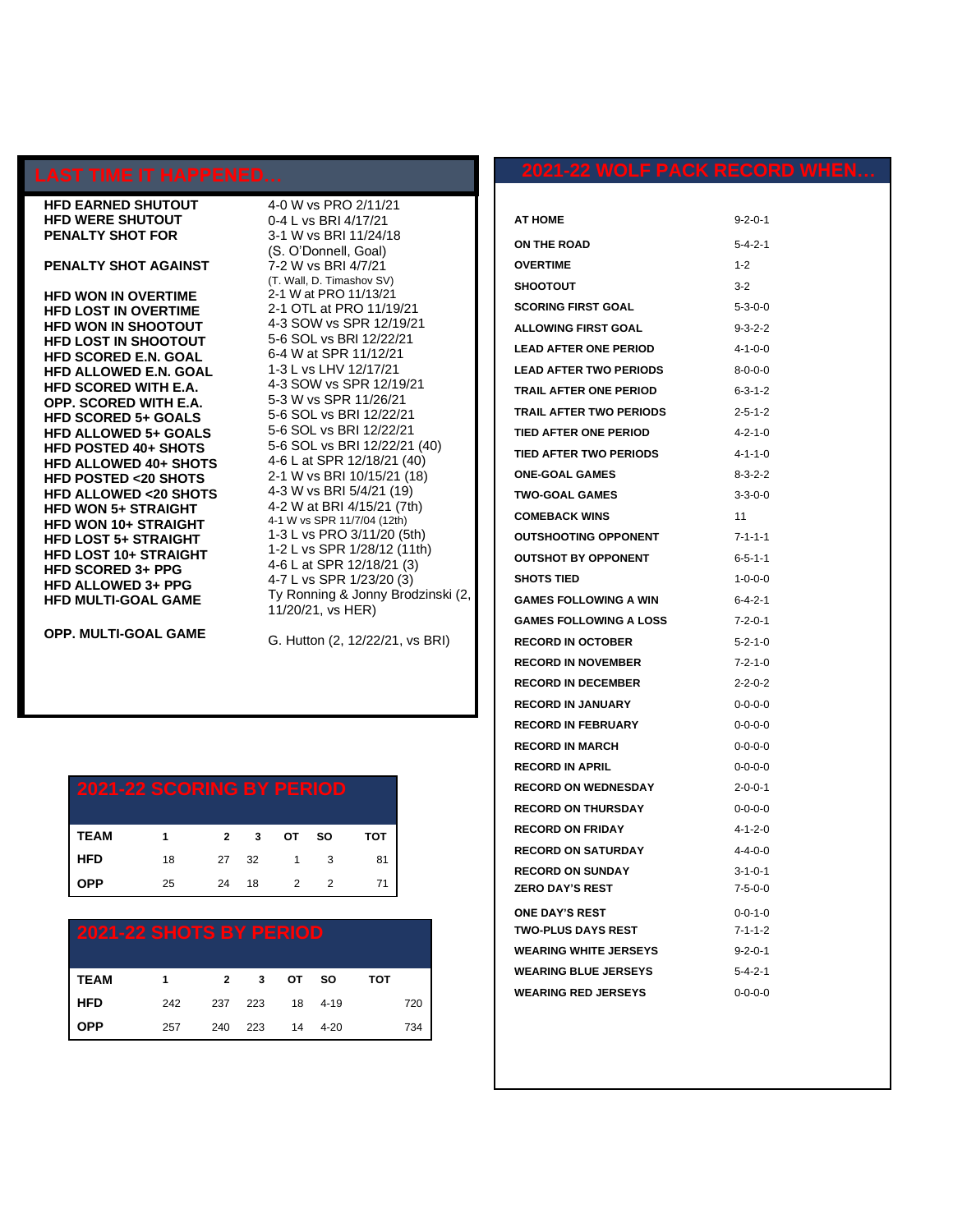## LAST TIME IT HAPPENED…

| | |
|---|---|
| **HFD EARNED SHUTOUT** | 4-0 W vs PRO 2/11/21 |
| **HFD WERE SHUTOUT** | 0-4 L vs BRI 4/17/21 |
| **PENALTY SHOT FOR** | 3-1 W vs BRI 11/24/18 (S. O'Donnell, Goal) |
| **PENALTY SHOT AGAINST** | 7-2 W vs BRI 4/7/21 (T. Wall, D. Timashov SV) |
| **HFD WON IN OVERTIME** | 2-1 W at PRO 11/13/21 |
| **HFD LOST IN OVERTIME** | 2-1 OTL at PRO 11/19/21 |
| **HFD WON IN SHOOTOUT** | 4-3 SOW vs SPR 12/19/21 |
| **HFD LOST IN SHOOTOUT** | 5-6 SOL vs BRI 12/22/21 |
| **HFD SCORED E.N. GOAL** | 6-4 W at SPR 11/12/21 |
| **HFD ALLOWED E.N. GOAL** | 1-3 L vs LHV 12/17/21 |
| **HFD SCORED WITH E.A.** | 4-3 SOW vs SPR 12/19/21 |
| **OPP. SCORED WITH E.A.** | 5-3 W vs SPR 11/26/21 |
| **HFD SCORED 5+ GOALS** | 5-6 SOL vs BRI 12/22/21 |
| **HFD ALLOWED 5+ GOALS** | 5-6 SOL vs BRI 12/22/21 |
| **HFD POSTED 40+ SHOTS** | 5-6 SOL vs BRI 12/22/21 (40) |
| **HFD ALLOWED 40+ SHOTS** | 4-6 L at SPR 12/18/21 (40) |
| **HFD POSTED <20 SHOTS** | 2-1 W vs BRI 10/15/21 (18) |
| **HFD ALLOWED <20 SHOTS** | 4-3 W vs BRI 5/4/21 (19) |
| **HFD WON 5+ STRAIGHT** | 4-2 W at BRI 4/15/21 (7th) |
| **HFD WON 10+ STRAIGHT** | 4-1 W vs SPR 11/7/04 (12th) |
| **HFD LOST 5+ STRAIGHT** | 1-3 L vs PRO 3/11/20 (5th) |
| **HFD LOST 10+ STRAIGHT** | 1-2 L vs SPR 1/28/12 (11th) |
| **HFD SCORED 3+ PPG** | 4-6 L at SPR 12/18/21 (3) |
| **HFD ALLOWED 3+ PPG** | 4-7 L vs SPR 1/23/20 (3) |
| **HFD MULTI-GOAL GAME** | Ty Ronning & Jonny Brodzinski (2, 11/20/21, vs HER) |
| **OPP. MULTI-GOAL GAME** | G. Hutton (2, 12/22/21, vs BRI) |

## 2021-22 SCORING BY PERIOD

| TEAM | 1 | 2 | 3 | OT | SO | TOT |
|---|---|---|---|---|---|---|
| HFD | 18 | 27 | 32 | 1 | 3 | 81 |
| OPP | 25 | 24 | 18 | 2 | 2 | 71 |

## 2021-22 SHOTS BY PERIOD

| TEAM | 1 | 2 | 3 | OT | SO | TOT |
|---|---|---|---|---|---|---|
| HFD | 242 | 237 | 223 | 18 | 4-19 | 720 |
| OPP | 257 | 240 | 223 | 14 | 4-20 | 734 |

## 2021-22 WOLF PACK RECORD WHEN…

| | |
|---|---|
| AT HOME | 9-2-0-1 |
| ON THE ROAD | 5-4-2-1 |
| OVERTIME | 1-2 |
| SHOOTOUT | 3-2 |
| SCORING FIRST GOAL | 5-3-0-0 |
| ALLOWING FIRST GOAL | 9-3-2-2 |
| LEAD AFTER ONE PERIOD | 4-1-0-0 |
| LEAD AFTER TWO PERIODS | 8-0-0-0 |
| TRAIL AFTER ONE PERIOD | 6-3-1-2 |
| TRAIL AFTER TWO PERIODS | 2-5-1-2 |
| TIED AFTER ONE PERIOD | 4-2-1-0 |
| TIED AFTER TWO PERIODS | 4-1-1-0 |
| ONE-GOAL GAMES | 8-3-2-2 |
| TWO-GOAL GAMES | 3-3-0-0 |
| COMEBACK WINS | 11 |
| OUTSHOOTING OPPONENT | 7-1-1-1 |
| OUTSHOT BY OPPONENT | 6-5-1-1 |
| SHOTS TIED | 1-0-0-0 |
| GAMES FOLLOWING A WIN | 6-4-2-1 |
| GAMES FOLLOWING A LOSS | 7-2-0-1 |
| RECORD IN OCTOBER | 5-2-1-0 |
| RECORD IN NOVEMBER | 7-2-1-0 |
| RECORD IN DECEMBER | 2-2-0-2 |
| RECORD IN JANUARY | 0-0-0-0 |
| RECORD IN FEBRUARY | 0-0-0-0 |
| RECORD IN MARCH | 0-0-0-0 |
| RECORD IN APRIL | 0-0-0-0 |
| RECORD ON WEDNESDAY | 2-0-0-1 |
| RECORD ON THURSDAY | 0-0-0-0 |
| RECORD ON FRIDAY | 4-1-2-0 |
| RECORD ON SATURDAY | 4-4-0-0 |
| RECORD ON SUNDAY | 3-1-0-1 |
| ZERO DAY'S REST | 7-5-0-0 |
| ONE DAY'S REST | 0-0-1-0 |
| TWO-PLUS DAYS REST | 7-1-1-2 |
| WEARING WHITE JERSEYS | 9-2-0-1 |
| WEARING BLUE JERSEYS | 5-4-2-1 |
| WEARING RED JERSEYS | 0-0-0-0 |